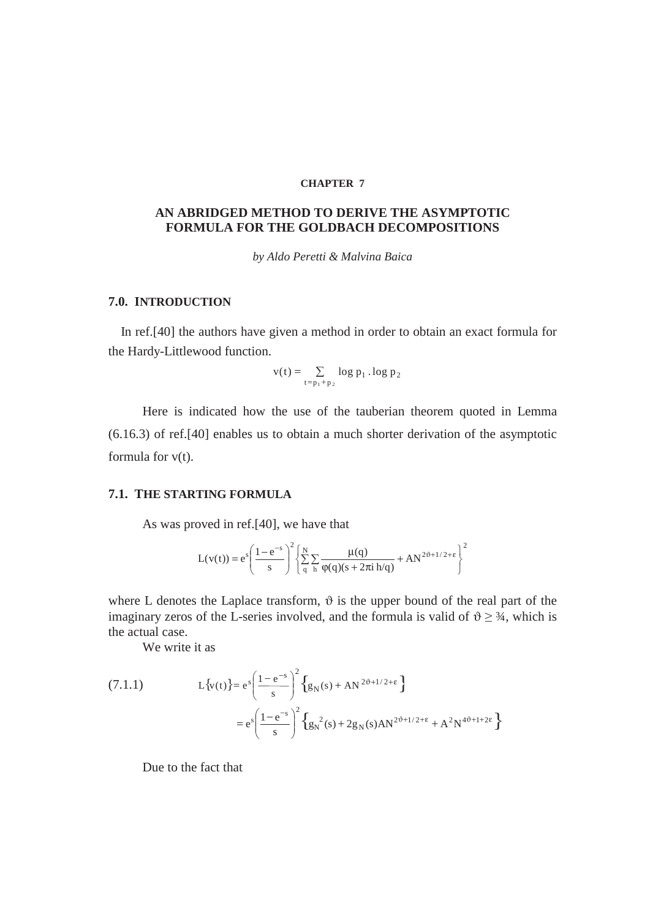**CHAPTER 7**

# AN ABRIDGED METHOD TO DERIVE THE ASYMPTOTIC FORMULA FOR THE GOLDBACH DECOMPOSITIONS

*by Aldo Peretti & Malvina Baica*

## 7.0. INTRODUCTION

In ref.[40] the authors have given a method in order to obtain an exact formula for the Hardy-Littlewood function.

$$v(t) = \sum_{t=p_1+p_2} \log p_1 \,.\, \log p_2$$

Here is indicated how the use of the tauberian theorem quoted in Lemma (6.16.3) of ref.[40] enables us to obtain a much shorter derivation of the asymptotic formula for v(t).

## 7.1. THE STARTING FORMULA

As was proved in ref.[40], we have that

$$L(v(t)) = e^s\left(\frac{1-e^{-s}}{s}\right)^2\left\{\sum_q^N\sum_h \frac{\mu(q)}{\varphi(q)(s+2\pi i\, h/q)} + AN^{2\vartheta+1/2+\varepsilon}\right\}^2$$

where L denotes the Laplace transform, $\vartheta$ is the upper bound of the real part of the imaginary zeros of the L-series involved, and the formula is valid of $\vartheta \geq ¾$, which is the actual case.

We write it as

$$(7.1.1) \qquad L\{v(t)\} = e^s\left(\frac{1-e^{-s}}{s}\right)^2\left\{g_N(s) + AN^{2\vartheta+1/2+\varepsilon}\right\}$$

$$= e^s\left(\frac{1-e^{-s}}{s}\right)^2\left\{g_N{}^2(s) + 2g_N(s)AN^{2\vartheta+1/2+\varepsilon} + A^2N^{4\vartheta+1+2\varepsilon}\right\}$$

Due to the fact that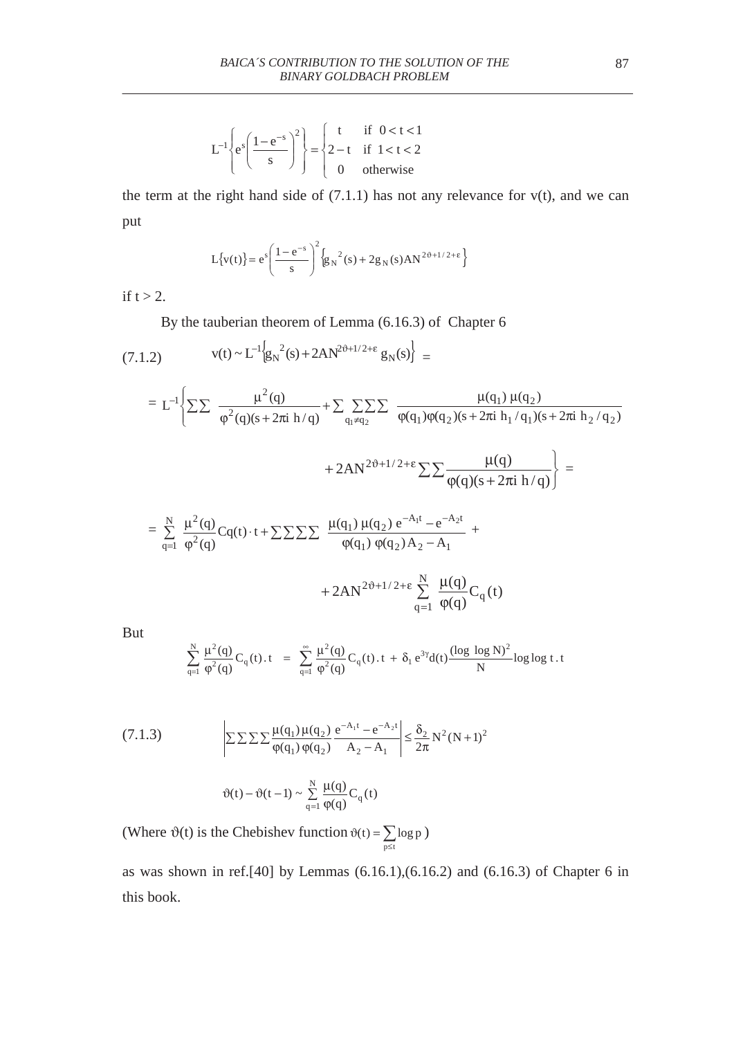$$L^{-1}\left\{e^{s}\left(\frac{1-e^{-s}}{s}\right)^{2}\right\}=\begin{cases} t & \text{if } 0<t<1 \\ 2-t & \text{if } 1<t<2 \\ 0 & \text{otherwise}\end{cases}$$

the term at the right hand side of (7.1.1) has not any relevance for v(t), and we can put

$$L\{v(t)\}=e^{s}\left(\frac{1-e^{-s}}{s}\right)^{2}\left\{g_{N}{}^{2}(s)+2g_{N}(s)AN^{2\vartheta+1/2+\varepsilon}\right\}$$

if $t > 2$.

By the tauberian theorem of Lemma (6.16.3) of Chapter 6

$$v(t)\sim L^{-1}\left\{g_{N}{}^{2}(s)+2AN^{2\vartheta+1/2+\varepsilon}\,g_{N}(s)\right\} = \tag{7.1.2}$$

$$= L^{-1}\left\{\sum\sum \frac{\mu^{2}(q)}{\varphi^{2}(q)(s+2\pi i\, h/q)}+\sum\sum_{q_1\neq q_2}\sum\sum \frac{\mu(q_1)\,\mu(q_2)}{\varphi(q_1)\varphi(q_2)(s+2\pi i\, h_1/q_1)(s+2\pi i\, h_2/q_2)}\right.$$

$$\left.+2AN^{2\vartheta+1/2+\varepsilon}\sum\sum\frac{\mu(q)}{\varphi(q)(s+2\pi i\, h/q)}\right\} =$$

$$=\sum_{q=1}^{N}\frac{\mu^{2}(q)}{\varphi^{2}(q)}Cq(t)\cdot t+\sum\sum\sum\sum \frac{\mu(q_1)\,\mu(q_2)\,e^{-A_1 t}-e^{-A_2 t}}{\varphi(q_1)\,\varphi(q_2)\,A_2-A_1}+$$

$$+2AN^{2\vartheta+1/2+\varepsilon}\sum_{q=1}^{N}\frac{\mu(q)}{\varphi(q)}C_q(t)$$

But

$$\sum_{q=1}^{N}\frac{\mu^{2}(q)}{\varphi^{2}(q)}C_q(t)\,.\,t \;=\; \sum_{q=1}^{\infty}\frac{\mu^{2}(q)}{\varphi^{2}(q)}C_q(t)\,.\,t\;+\;\delta_1\, e^{3\gamma}d(t)\frac{(\log\,\log N)^{2}}{N}\log\log t\,.\,t$$

$$\left|\sum\sum\sum\sum\frac{\mu(q_1)\,\mu(q_2)}{\varphi(q_1)\,\varphi(q_2)}\,\frac{e^{-A_1 t}-e^{-A_2 t}}{A_2-A_1}\right|\le\frac{\delta_2}{2\pi}N^{2}(N+1)^{2} \tag{7.1.3}$$

$$\vartheta(t)-\vartheta(t-1)\sim\sum_{q=1}^{N}\frac{\mu(q)}{\varphi(q)}C_q(t)$$

(Where $\vartheta(t)$ is the Chebishev function $\vartheta(t)=\sum_{p\le t}\log p$ )

as was shown in ref.[40] by Lemmas (6.16.1),(6.16.2) and (6.16.3) of Chapter 6 in this book.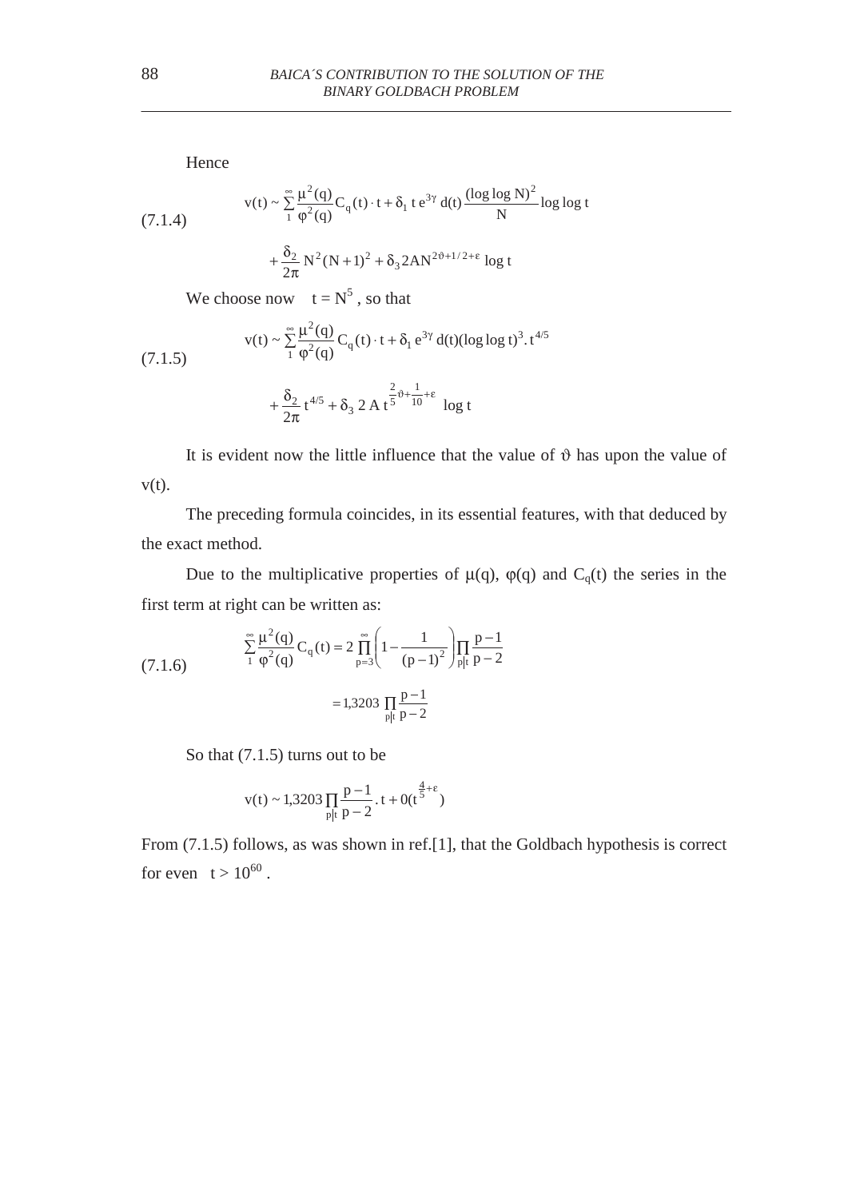Hence

$$v(t) \sim \sum_{1}^{\infty} \frac{\mu^2(q)}{\varphi^2(q)} C_q(t) \cdot t + \delta_1 \, t \, e^{3\gamma} \, d(t) \frac{(\log\log N)^2}{N} \log\log t \tag{7.1.4}$$

$$+ \frac{\delta_2}{2\pi} N^2 (N+1)^2 + \delta_3 2AN^{2\vartheta + 1/2 + \varepsilon} \log t$$

We choose now $t = N^5$, so that

$$v(t) \sim \sum_{1}^{\infty} \frac{\mu^2(q)}{\varphi^2(q)} C_q(t) \cdot t + \delta_1 \, e^{3\gamma} \, d(t) (\log\log t)^3 . \, t^{4/5} \tag{7.1.5}$$

$$+ \frac{\delta_2}{2\pi} t^{4/5} + \delta_3 \, 2 \, A \, t^{\frac{2}{5}\vartheta + \frac{1}{10} + \varepsilon} \log t$$

It is evident now the little influence that the value of $\vartheta$ has upon the value of $v(t)$.

The preceding formula coincides, in its essential features, with that deduced by the exact method.

Due to the multiplicative properties of $\mu(q)$, $\varphi(q)$ and $C_q(t)$ the series in the first term at right can be written as:

$$\sum_{1}^{\infty} \frac{\mu^2(q)}{\varphi^2(q)} C_q(t) = 2 \prod_{p=3}^{\infty} \left( 1 - \frac{1}{(p-1)^2} \right) \prod_{p|t} \frac{p-1}{p-2} \tag{7.1.6}$$

$$= 1{,}3203 \prod_{p|t} \frac{p-1}{p-2}$$

So that (7.1.5) turns out to be

$$v(t) \sim 1{,}3203 \prod_{p|t} \frac{p-1}{p-2} . \, t + 0(t^{\frac{4}{5} + \varepsilon})$$

From (7.1.5) follows, as was shown in ref.[1], that the Goldbach hypothesis is correct for even $t > 10^{60}$.